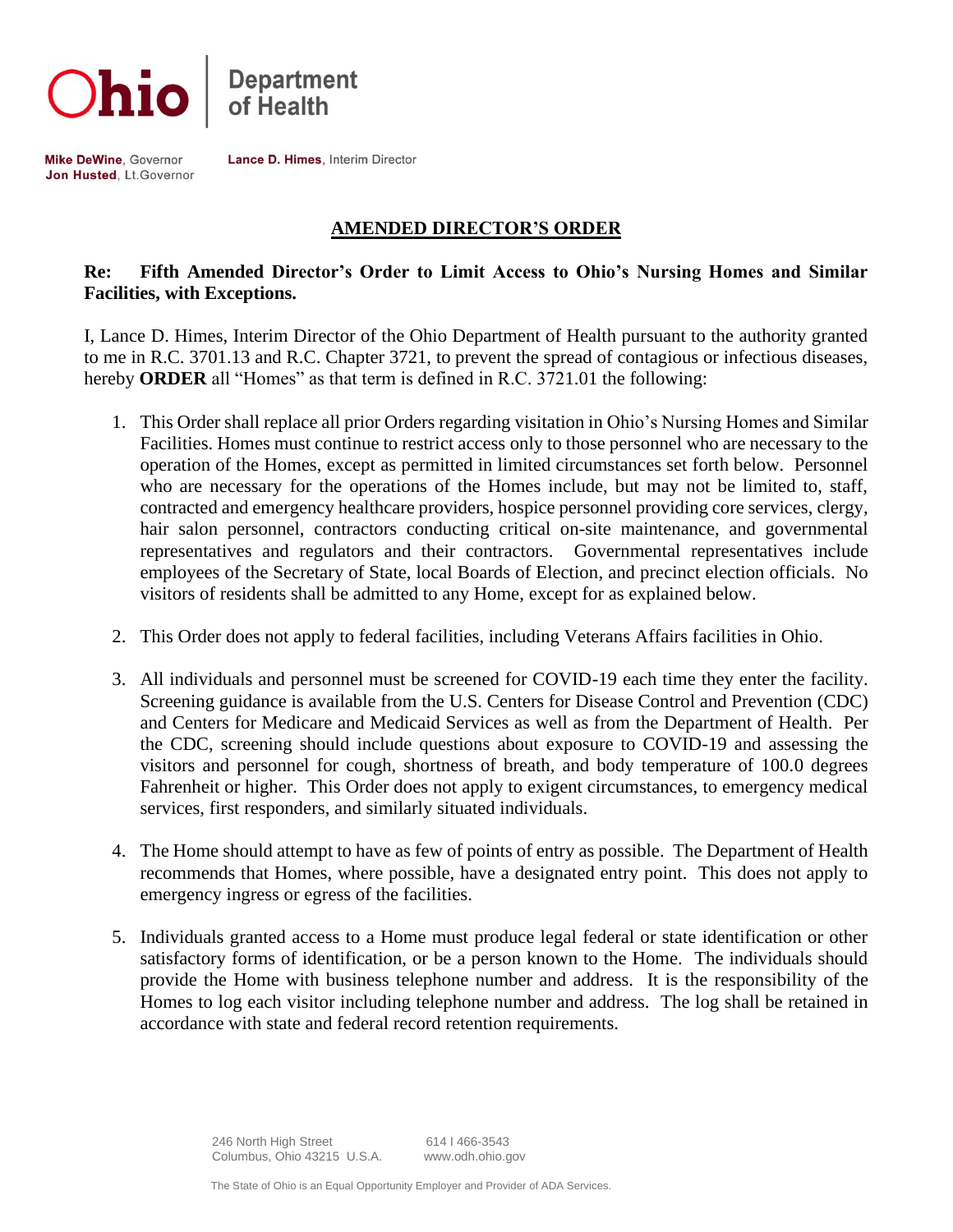Ohio | Department of Health

**Mike DeWine**, Governor
**Jon Husted**, Lt.Governor

**Lance D. Himes**, Interim Director

## AMENDED DIRECTOR'S ORDER

**Re: Fifth Amended Director's Order to Limit Access to Ohio's Nursing Homes and Similar Facilities, with Exceptions.**

I, Lance D. Himes, Interim Director of the Ohio Department of Health pursuant to the authority granted to me in R.C. 3701.13 and R.C. Chapter 3721, to prevent the spread of contagious or infectious diseases, hereby **ORDER** all "Homes" as that term is defined in R.C. 3721.01 the following:

1. This Order shall replace all prior Orders regarding visitation in Ohio's Nursing Homes and Similar Facilities. Homes must continue to restrict access only to those personnel who are necessary to the operation of the Homes, except as permitted in limited circumstances set forth below. Personnel who are necessary for the operations of the Homes include, but may not be limited to, staff, contracted and emergency healthcare providers, hospice personnel providing core services, clergy, hair salon personnel, contractors conducting critical on-site maintenance, and governmental representatives and regulators and their contractors. Governmental representatives include employees of the Secretary of State, local Boards of Election, and precinct election officials. No visitors of residents shall be admitted to any Home, except for as explained below.

2. This Order does not apply to federal facilities, including Veterans Affairs facilities in Ohio.

3. All individuals and personnel must be screened for COVID-19 each time they enter the facility. Screening guidance is available from the U.S. Centers for Disease Control and Prevention (CDC) and Centers for Medicare and Medicaid Services as well as from the Department of Health. Per the CDC, screening should include questions about exposure to COVID-19 and assessing the visitors and personnel for cough, shortness of breath, and body temperature of 100.0 degrees Fahrenheit or higher. This Order does not apply to exigent circumstances, to emergency medical services, first responders, and similarly situated individuals.

4. The Home should attempt to have as few of points of entry as possible. The Department of Health recommends that Homes, where possible, have a designated entry point. This does not apply to emergency ingress or egress of the facilities.

5. Individuals granted access to a Home must produce legal federal or state identification or other satisfactory forms of identification, or be a person known to the Home. The individuals should provide the Home with business telephone number and address. It is the responsibility of the Homes to log each visitor including telephone number and address. The log shall be retained in accordance with state and federal record retention requirements.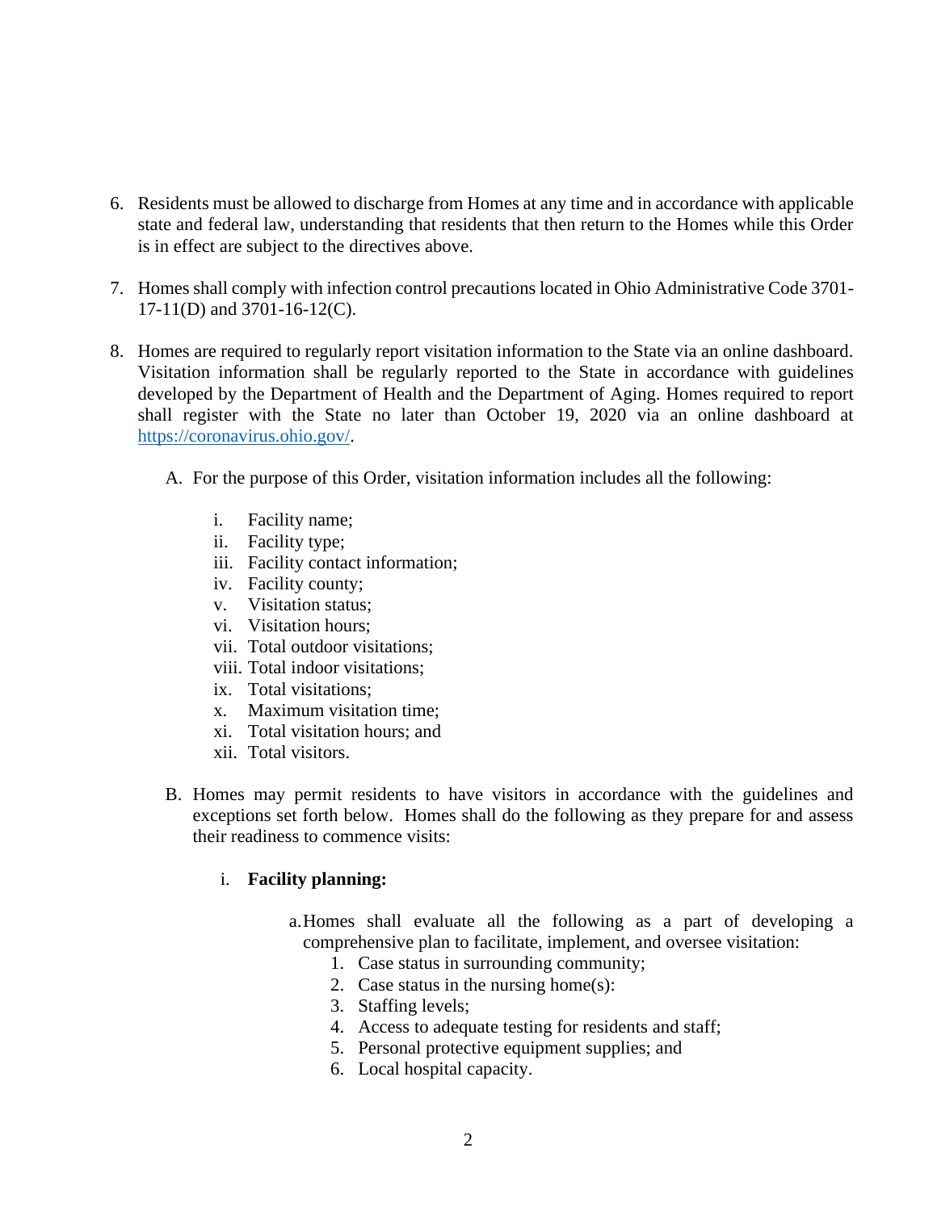6. Residents must be allowed to discharge from Homes at any time and in accordance with applicable state and federal law, understanding that residents that then return to the Homes while this Order is in effect are subject to the directives above.

7. Homes shall comply with infection control precautions located in Ohio Administrative Code 3701-17-11(D) and 3701-16-12(C).

8. Homes are required to regularly report visitation information to the State via an online dashboard. Visitation information shall be regularly reported to the State in accordance with guidelines developed by the Department of Health and the Department of Aging. Homes required to report shall register with the State no later than October 19, 2020 via an online dashboard at [https://coronavirus.ohio.gov/](https://coronavirus.ohio.gov/).

   A. For the purpose of this Order, visitation information includes all the following:

      i. Facility name;
      ii. Facility type;
      iii. Facility contact information;
      iv. Facility county;
      v. Visitation status;
      vi. Visitation hours;
      vii. Total outdoor visitations;
      viii. Total indoor visitations;
      ix. Total visitations;
      x. Maximum visitation time;
      xi. Total visitation hours; and
      xii. Total visitors.

   B. Homes may permit residents to have visitors in accordance with the guidelines and exceptions set forth below. Homes shall do the following as they prepare for and assess their readiness to commence visits:

      i. **Facility planning:**

         a. Homes shall evaluate all the following as a part of developing a comprehensive plan to facilitate, implement, and oversee visitation:
            1. Case status in surrounding community;
            2. Case status in the nursing home(s):
            3. Staffing levels;
            4. Access to adequate testing for residents and staff;
            5. Personal protective equipment supplies; and
            6. Local hospital capacity.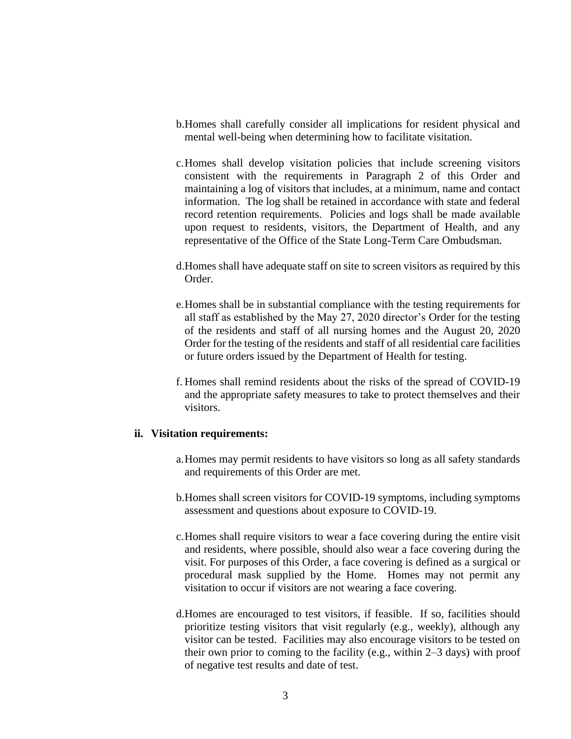b. Homes shall carefully consider all implications for resident physical and mental well-being when determining how to facilitate visitation.

c. Homes shall develop visitation policies that include screening visitors consistent with the requirements in Paragraph 2 of this Order and maintaining a log of visitors that includes, at a minimum, name and contact information. The log shall be retained in accordance with state and federal record retention requirements. Policies and logs shall be made available upon request to residents, visitors, the Department of Health, and any representative of the Office of the State Long-Term Care Ombudsman.

d. Homes shall have adequate staff on site to screen visitors as required by this Order.

e. Homes shall be in substantial compliance with the testing requirements for all staff as established by the May 27, 2020 director's Order for the testing of the residents and staff of all nursing homes and the August 20, 2020 Order for the testing of the residents and staff of all residential care facilities or future orders issued by the Department of Health for testing.

f. Homes shall remind residents about the risks of the spread of COVID-19 and the appropriate safety measures to take to protect themselves and their visitors.

**ii. Visitation requirements:**

a. Homes may permit residents to have visitors so long as all safety standards and requirements of this Order are met.

b. Homes shall screen visitors for COVID-19 symptoms, including symptoms assessment and questions about exposure to COVID-19.

c. Homes shall require visitors to wear a face covering during the entire visit and residents, where possible, should also wear a face covering during the visit. For purposes of this Order, a face covering is defined as a surgical or procedural mask supplied by the Home. Homes may not permit any visitation to occur if visitors are not wearing a face covering.

d. Homes are encouraged to test visitors, if feasible. If so, facilities should prioritize testing visitors that visit regularly (e.g., weekly), although any visitor can be tested. Facilities may also encourage visitors to be tested on their own prior to coming to the facility (e.g., within 2–3 days) with proof of negative test results and date of test.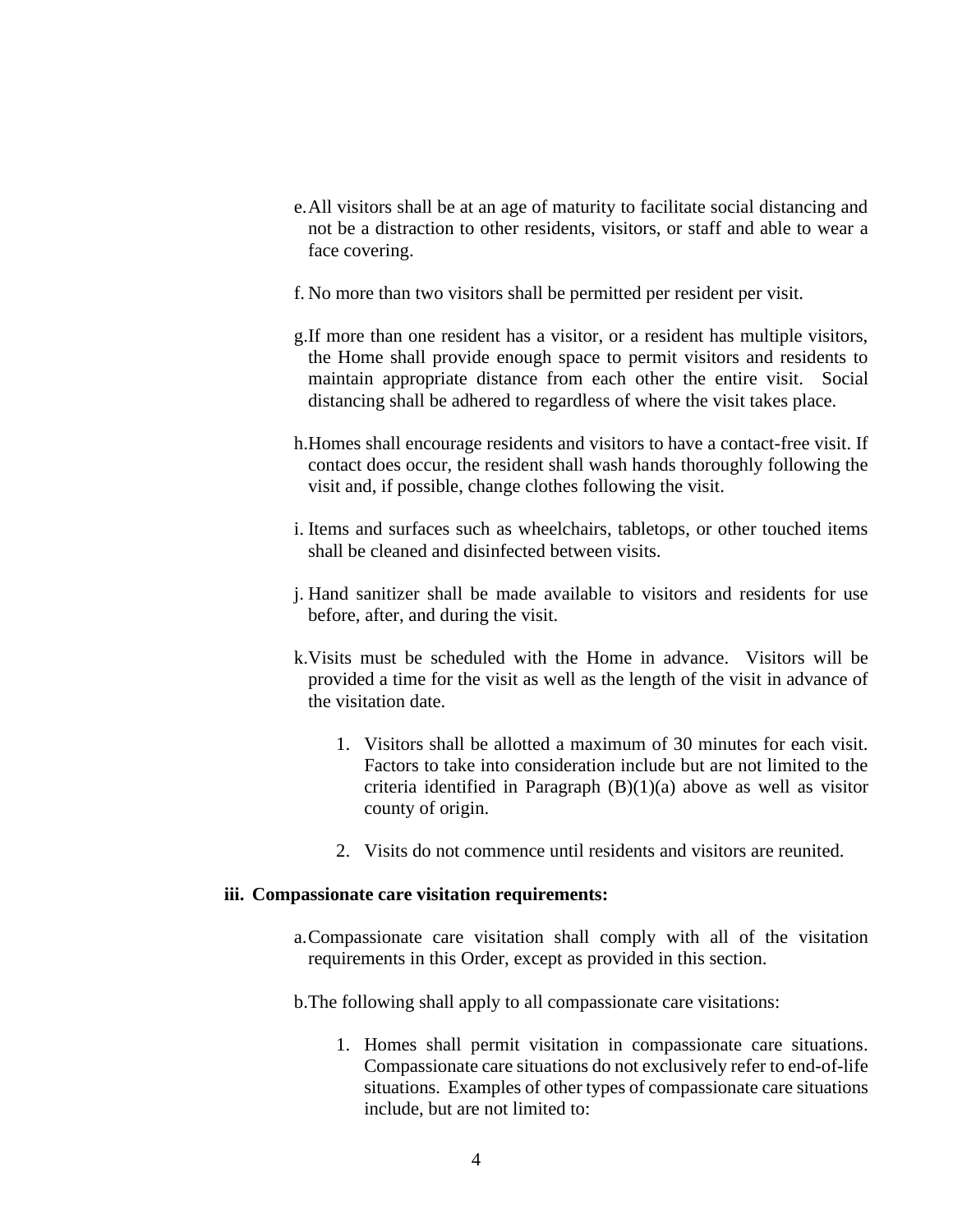e. All visitors shall be at an age of maturity to facilitate social distancing and not be a distraction to other residents, visitors, or staff and able to wear a face covering.

f. No more than two visitors shall be permitted per resident per visit.

g. If more than one resident has a visitor, or a resident has multiple visitors, the Home shall provide enough space to permit visitors and residents to maintain appropriate distance from each other the entire visit. Social distancing shall be adhered to regardless of where the visit takes place.

h. Homes shall encourage residents and visitors to have a contact-free visit. If contact does occur, the resident shall wash hands thoroughly following the visit and, if possible, change clothes following the visit.

i. Items and surfaces such as wheelchairs, tabletops, or other touched items shall be cleaned and disinfected between visits.

j. Hand sanitizer shall be made available to visitors and residents for use before, after, and during the visit.

k. Visits must be scheduled with the Home in advance. Visitors will be provided a time for the visit as well as the length of the visit in advance of the visitation date.

1. Visitors shall be allotted a maximum of 30 minutes for each visit. Factors to take into consideration include but are not limited to the criteria identified in Paragraph (B)(1)(a) above as well as visitor county of origin.

2. Visits do not commence until residents and visitors are reunited.

**iii. Compassionate care visitation requirements:**

a. Compassionate care visitation shall comply with all of the visitation requirements in this Order, except as provided in this section.

b. The following shall apply to all compassionate care visitations:

1. Homes shall permit visitation in compassionate care situations. Compassionate care situations do not exclusively refer to end-of-life situations. Examples of other types of compassionate care situations include, but are not limited to: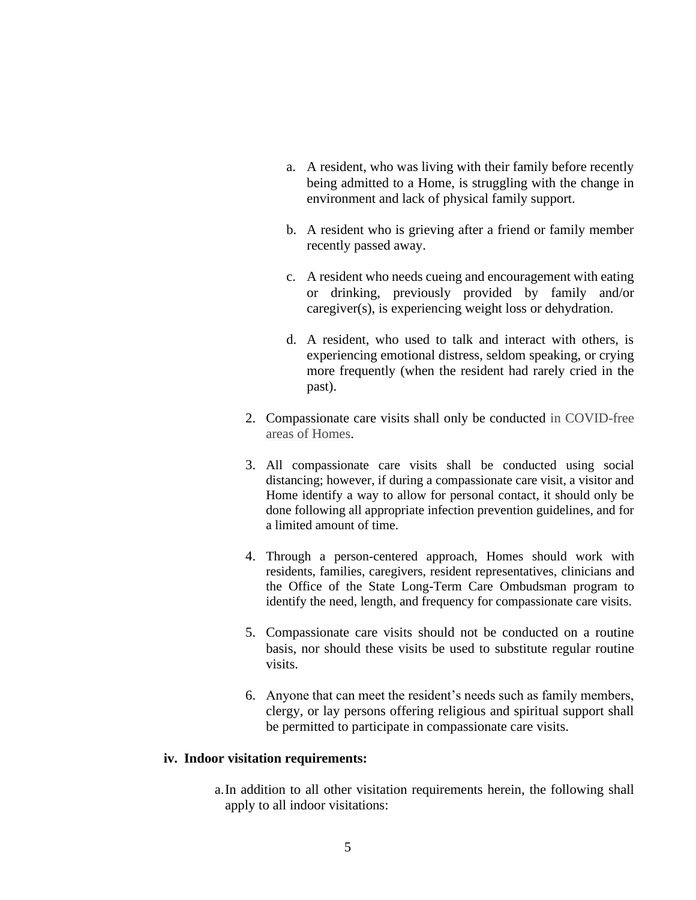a. A resident, who was living with their family before recently being admitted to a Home, is struggling with the change in environment and lack of physical family support.

b. A resident who is grieving after a friend or family member recently passed away.

c. A resident who needs cueing and encouragement with eating or drinking, previously provided by family and/or caregiver(s), is experiencing weight loss or dehydration.

d. A resident, who used to talk and interact with others, is experiencing emotional distress, seldom speaking, or crying more frequently (when the resident had rarely cried in the past).

2. Compassionate care visits shall only be conducted in COVID-free areas of Homes.

3. All compassionate care visits shall be conducted using social distancing; however, if during a compassionate care visit, a visitor and Home identify a way to allow for personal contact, it should only be done following all appropriate infection prevention guidelines, and for a limited amount of time.

4. Through a person-centered approach, Homes should work with residents, families, caregivers, resident representatives, clinicians and the Office of the State Long-Term Care Ombudsman program to identify the need, length, and frequency for compassionate care visits.

5. Compassionate care visits should not be conducted on a routine basis, nor should these visits be used to substitute regular routine visits.

6. Anyone that can meet the resident's needs such as family members, clergy, or lay persons offering religious and spiritual support shall be permitted to participate in compassionate care visits.

**iv. Indoor visitation requirements:**

a. In addition to all other visitation requirements herein, the following shall apply to all indoor visitations: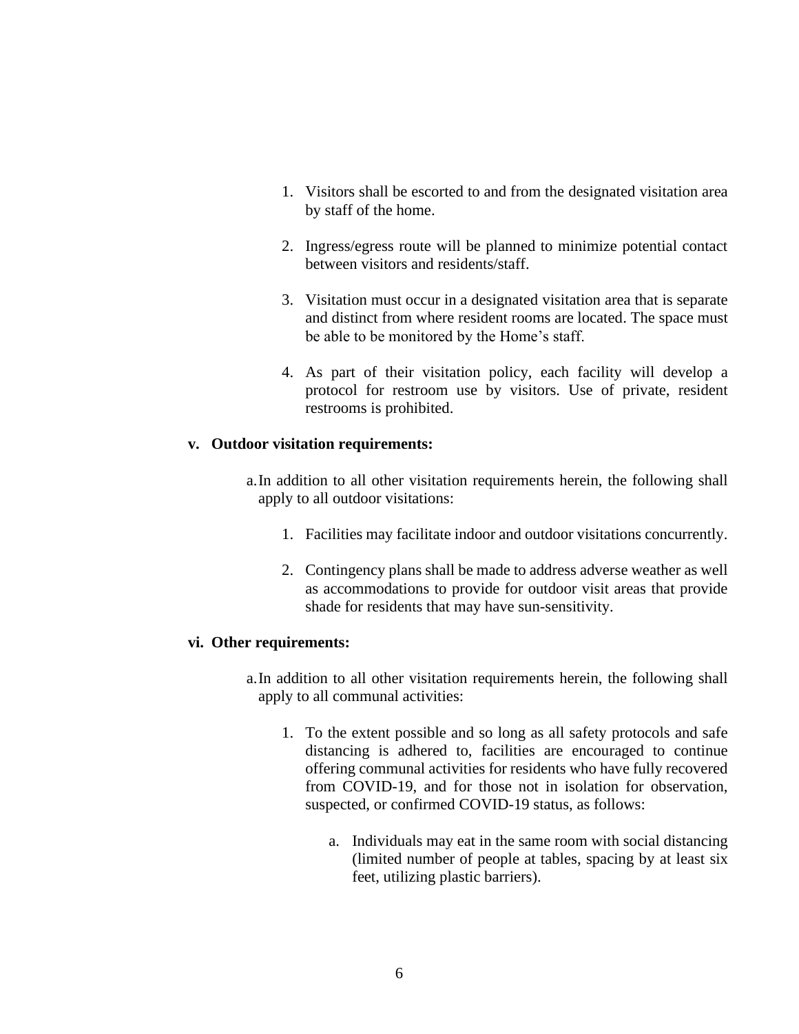1. Visitors shall be escorted to and from the designated visitation area by staff of the home.

2. Ingress/egress route will be planned to minimize potential contact between visitors and residents/staff.

3. Visitation must occur in a designated visitation area that is separate and distinct from where resident rooms are located. The space must be able to be monitored by the Home's staff.

4. As part of their visitation policy, each facility will develop a protocol for restroom use by visitors. Use of private, resident restrooms is prohibited.

**v. Outdoor visitation requirements:**

a. In addition to all other visitation requirements herein, the following shall apply to all outdoor visitations:

1. Facilities may facilitate indoor and outdoor visitations concurrently.

2. Contingency plans shall be made to address adverse weather as well as accommodations to provide for outdoor visit areas that provide shade for residents that may have sun-sensitivity.

**vi. Other requirements:**

a. In addition to all other visitation requirements herein, the following shall apply to all communal activities:

1. To the extent possible and so long as all safety protocols and safe distancing is adhered to, facilities are encouraged to continue offering communal activities for residents who have fully recovered from COVID-19, and for those not in isolation for observation, suspected, or confirmed COVID-19 status, as follows:

   a. Individuals may eat in the same room with social distancing (limited number of people at tables, spacing by at least six feet, utilizing plastic barriers).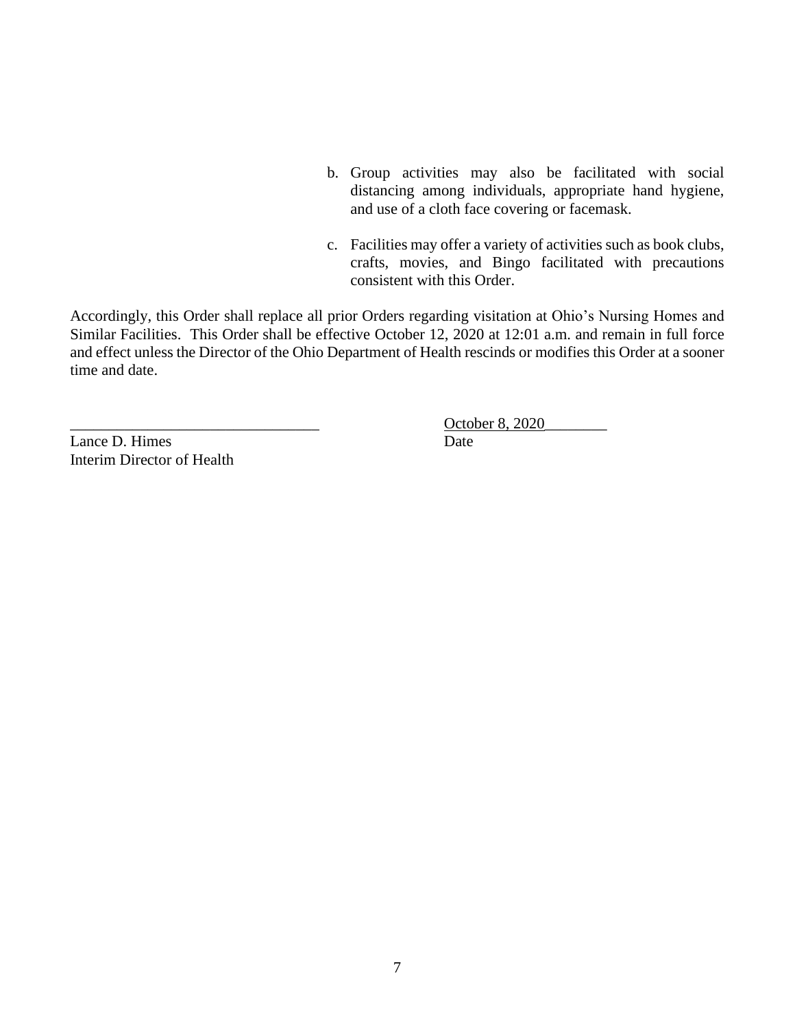b. Group activities may also be facilitated with social distancing among individuals, appropriate hand hygiene, and use of a cloth face covering or facemask.

c. Facilities may offer a variety of activities such as book clubs, crafts, movies, and Bingo facilitated with precautions consistent with this Order.

Accordingly, this Order shall replace all prior Orders regarding visitation at Ohio's Nursing Homes and Similar Facilities. This Order shall be effective October 12, 2020 at 12:01 a.m. and remain in full force and effect unless the Director of the Ohio Department of Health rescinds or modifies this Order at a sooner time and date.

________________________________ October 8, 2020________

Lance D. Himes Date

Interim Director of Health